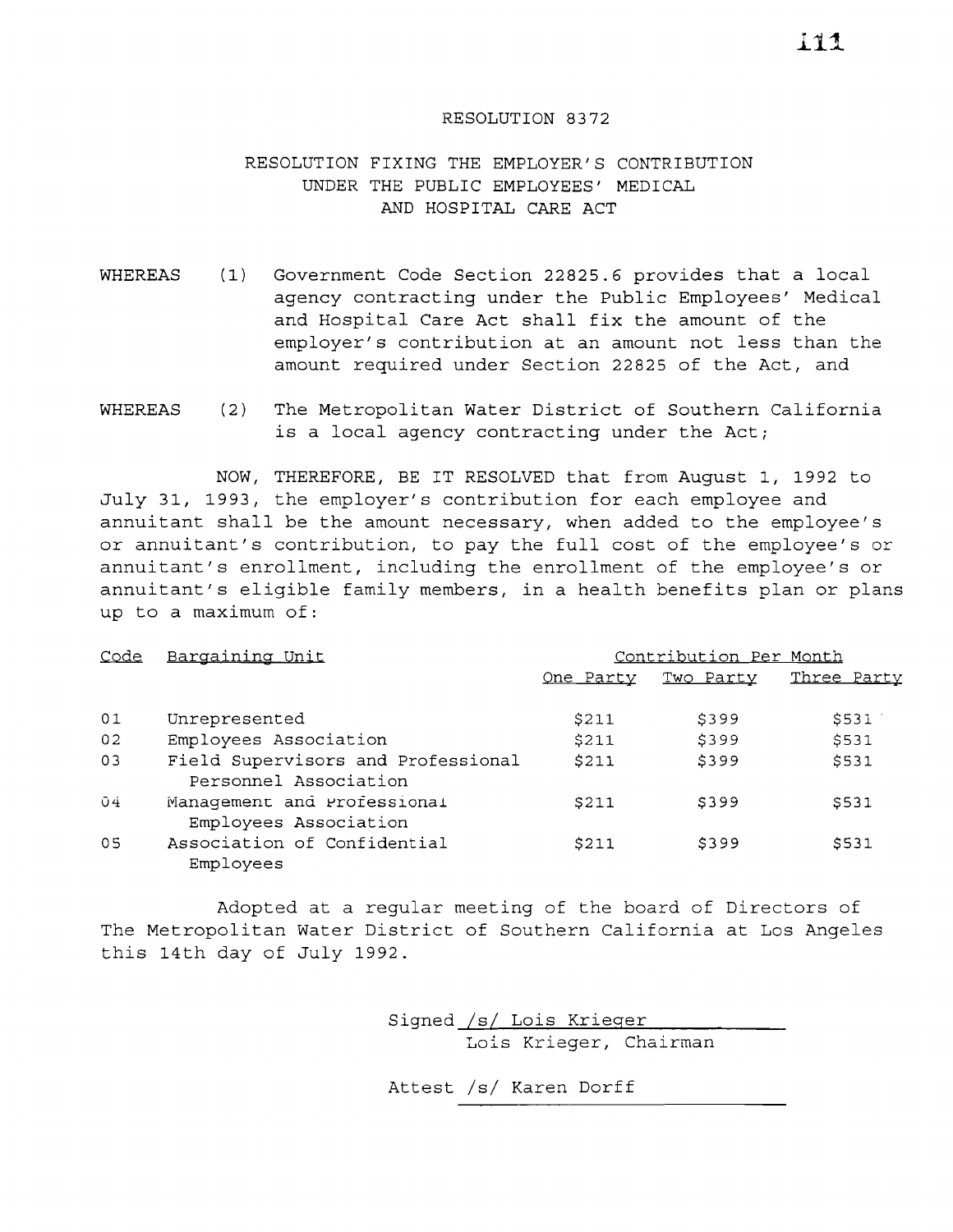# RESOLUTION 8372

## RESOLUTION FIXING THE EMPLOYER'S CONTRIBUTION UNDER THE PUBLIC EMPLOYEES' MEDICAL AND HOSPITAL CARE ACT

WHEREAS (1) Government Code Section 22825.6 provides that a local agency contracting under the Public Employees' Medical and Hospital Care Act shall fix the amount of the employer's contribution at an amount not less than the amount required under Section 22825 of the Act, and

WHEREAS (2) The Metropolitan Water District of Southern California is a local agency contracting under the Act;

NOW, THEREFORE, BE IT RESOLVED that from August 1, 1992 to July 31, 1993, the employer's contribution for each employee and annuitant shall be the amount necessary, when added to the employee's or annuitant's contribution, to pay the full cost of the employee's or annuitant's enrollment, including the enrollment of the employee's or annuitant's eligible family members, in a health benefits plan or plans up to a maximum of:

| Code | Bargaining Unit | Contribution Per Month | | |
|---|---|---|---|---|
| | | One Party | Two Party | Three Party |
| 01 | Unrepresented | $211 | $399 | $531 |
| 02 | Employees Association | $211 | $399 | $531 |
| 03 | Field Supervisors and Professional Personnel Association | $211 | $399 | $531 |
| 04 | Management and Professional Employees Association | $211 | $399 | $531 |
| 05 | Association of Confidential Employees | $211 | $399 | $531 |

Adopted at a regular meeting of the board of Directors of The Metropolitan Water District of Southern California at Los Angeles this 14th day of July 1992.

Signed /s/ Lois Krieger
Lois Krieger, Chairman

Attest /s/ Karen Dorff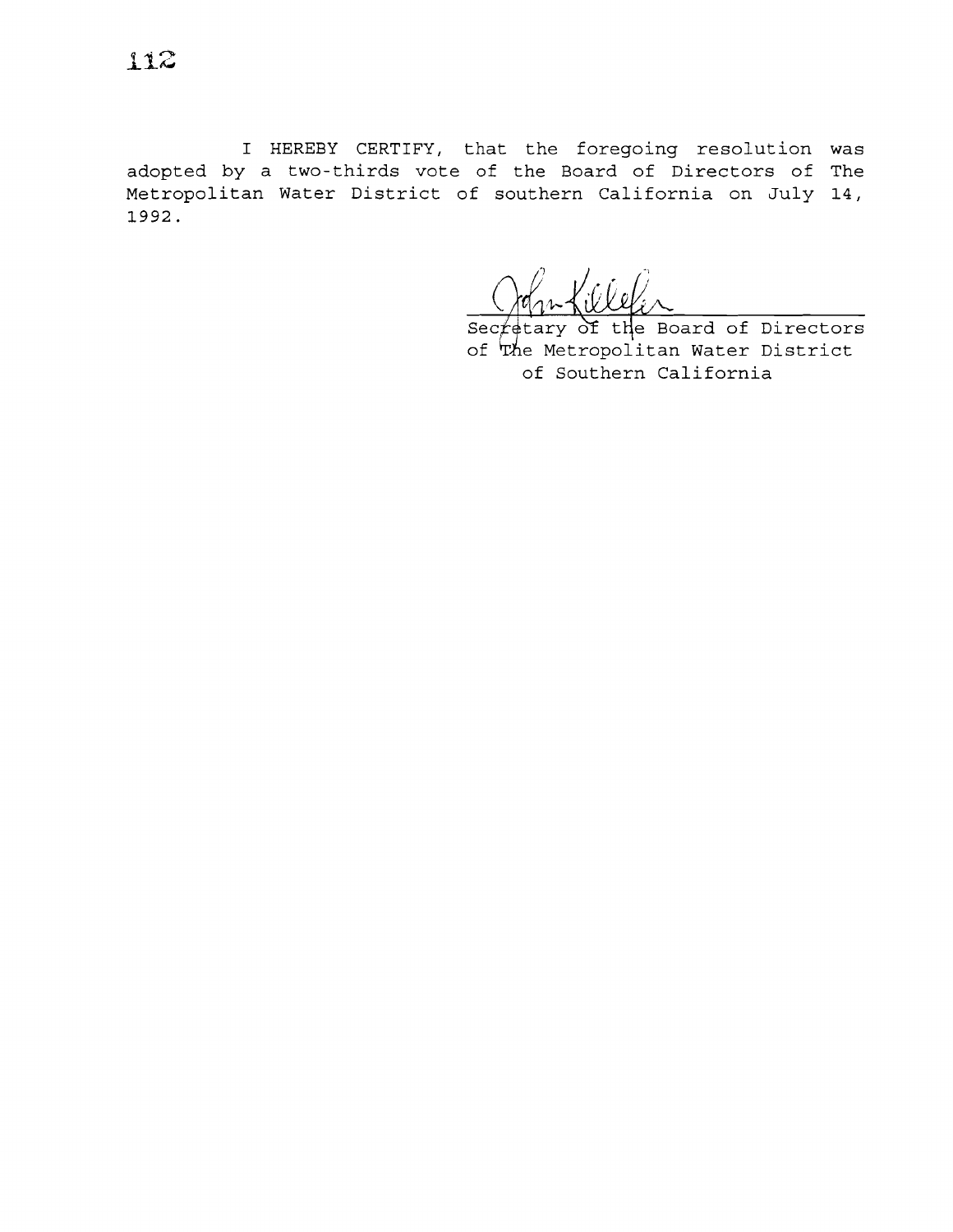I HEREBY CERTIFY, that the foregoing resolution was adopted by a two-thirds vote of the Board of Directors of The Metropolitan Water District of southern California on July 14, 1992.

Secretary of the Board of Directors
of The Metropolitan Water District
of Southern California